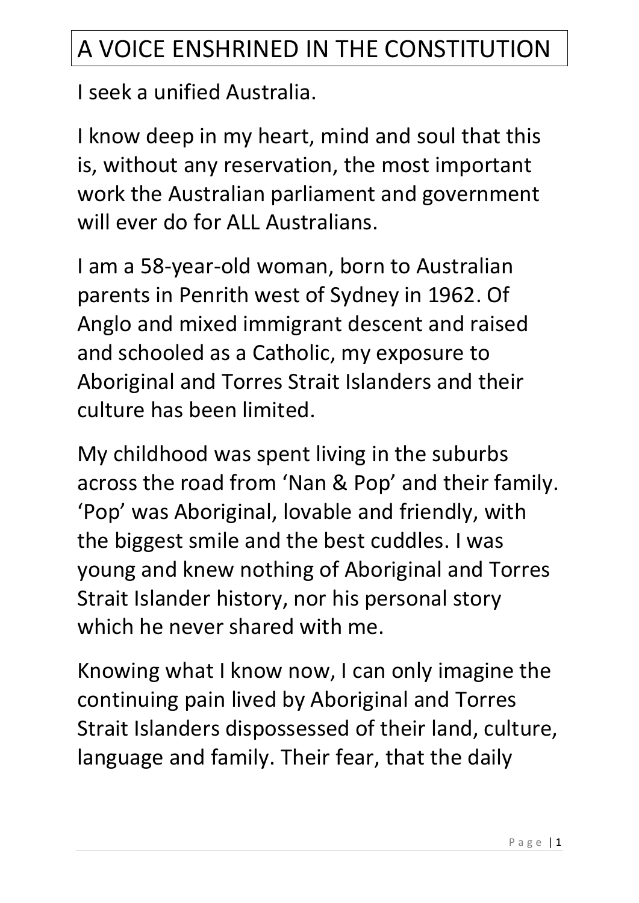# A VOICE ENSHRINED IN THE CONSTITUTION

I seek a unified Australia.

I know deep in my heart, mind and soul that this is, without any reservation, the most important work the Australian parliament and government will ever do for ALL Australians.

I am a 58-year-old woman, born to Australian parents in Penrith west of Sydney in 1962. Of Anglo and mixed immigrant descent and raised and schooled as a Catholic, my exposure to Aboriginal and Torres Strait Islanders and their culture has been limited.

My childhood was spent living in the suburbs across the road from 'Nan & Pop' and their family. 'Pop' was Aboriginal, lovable and friendly, with the biggest smile and the best cuddles. I was young and knew nothing of Aboriginal and Torres Strait Islander history, nor his personal story which he never shared with me.

Knowing what I know now, I can only imagine the continuing pain lived by Aboriginal and Torres Strait Islanders dispossessed of their land, culture, language and family. Their fear, that the daily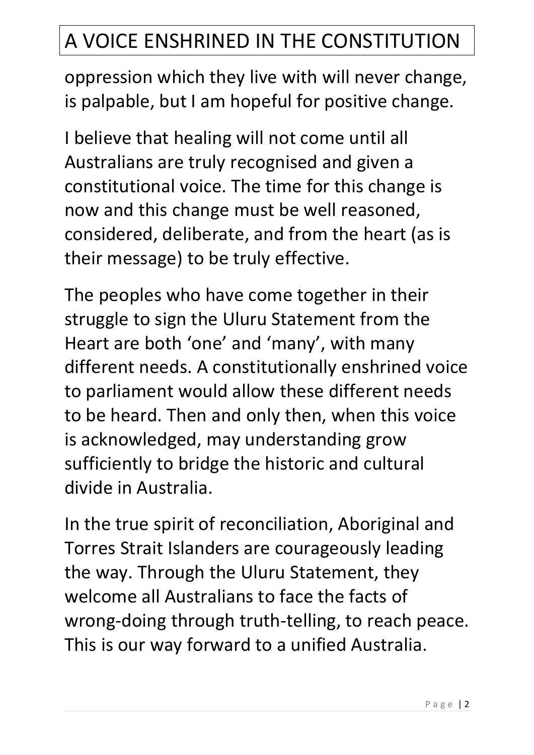oppression which they live with will never change, is palpable, but I am hopeful for positive change.

I believe that healing will not come until all Australians are truly recognised and given a constitutional voice. The time for this change is now and this change must be well reasoned, considered, deliberate, and from the heart (as is their message) to be truly effective.

The peoples who have come together in their struggle to sign the Uluru Statement from the Heart are both 'one' and 'many', with many different needs. A constitutionally enshrined voice to parliament would allow these different needs to be heard. Then and only then, when this voice is acknowledged, may understanding grow sufficiently to bridge the historic and cultural divide in Australia.

In the true spirit of reconciliation, Aboriginal and Torres Strait Islanders are courageously leading the way. Through the Uluru Statement, they welcome all Australians to face the facts of wrong-doing through truth-telling, to reach peace. This is our way forward to a unified Australia.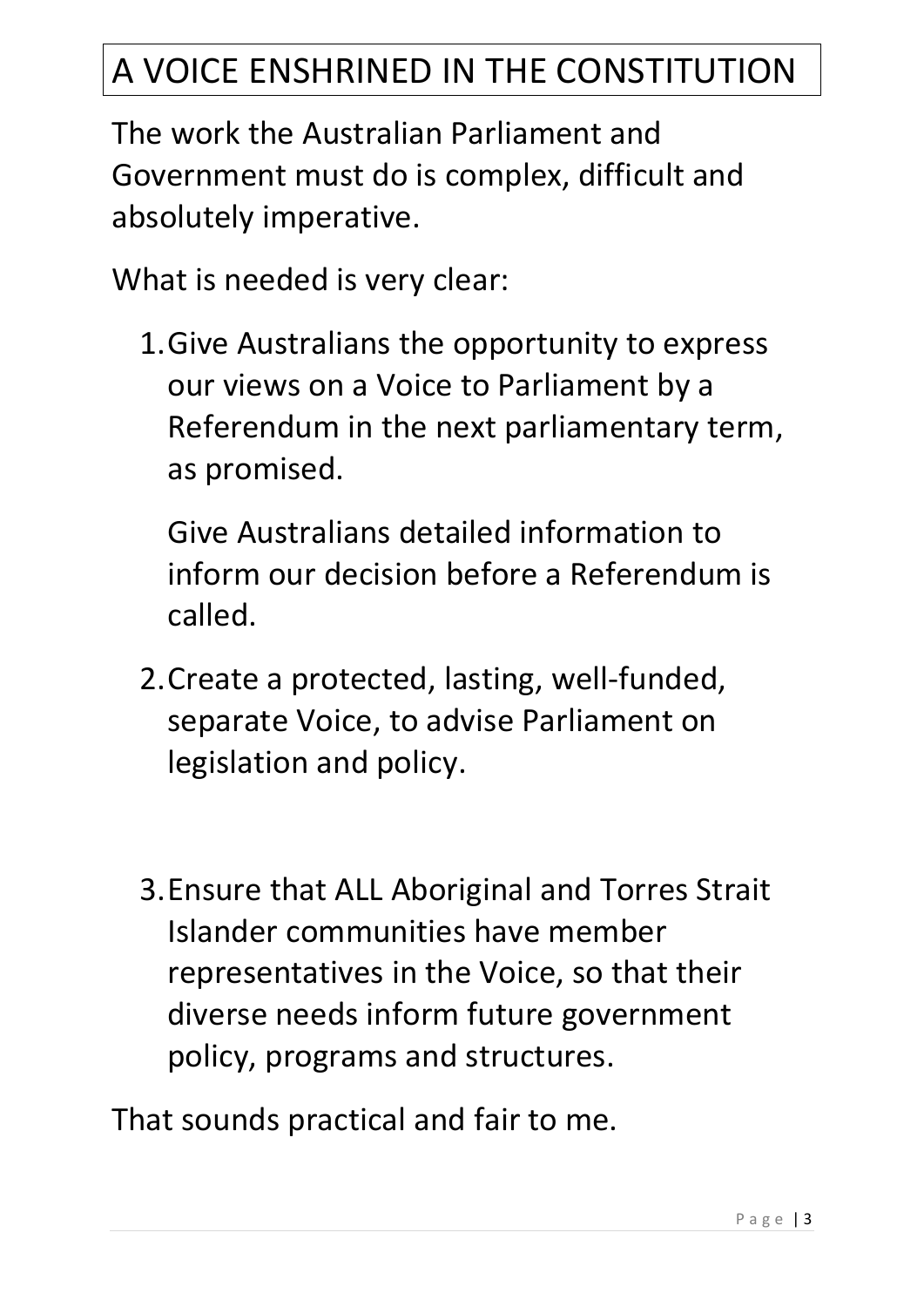# A VOICE ENSHRINED IN THE CONSTITUTION

The work the Australian Parliament and Government must do is complex, difficult and absolutely imperative.

What is needed is very clear:

1. Give Australians the opportunity to express our views on a Voice to Parliament by a Referendum in the next parliamentary term, as promised.

   Give Australians detailed information to inform our decision before a Referendum is called.

2. Create a protected, lasting, well-funded, separate Voice, to advise Parliament on legislation and policy.

3. Ensure that ALL Aboriginal and Torres Strait Islander communities have member representatives in the Voice, so that their diverse needs inform future government policy, programs and structures.

That sounds practical and fair to me.